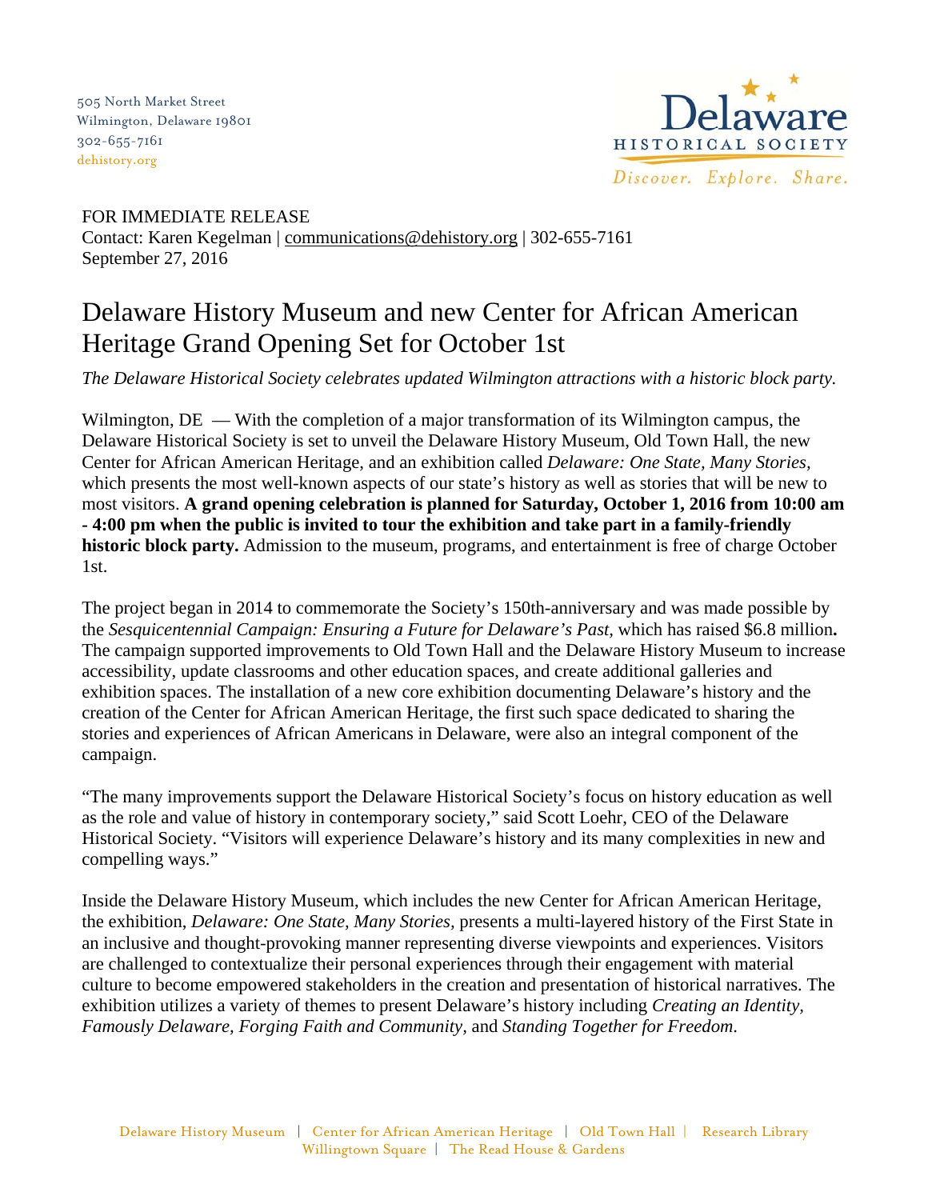505 North Market Street
Wilmington, Delaware 19801
302-655-7161
dehistory.org

Delaware HISTORICAL SOCIETY
*Discover. Explore. Share.*

FOR IMMEDIATE RELEASE
Contact: Karen Kegelman | communications@dehistory.org | 302-655-7161
September 27, 2016

# Delaware History Museum and new Center for African American Heritage Grand Opening Set for October 1st

*The Delaware Historical Society celebrates updated Wilmington attractions with a historic block party.*

Wilmington, DE — With the completion of a major transformation of its Wilmington campus, the Delaware Historical Society is set to unveil the Delaware History Museum, Old Town Hall, the new Center for African American Heritage, and an exhibition called *Delaware: One State, Many Stories*, which presents the most well-known aspects of our state's history as well as stories that will be new to most visitors. **A grand opening celebration is planned for Saturday, October 1, 2016 from 10:00 am - 4:00 pm when the public is invited to tour the exhibition and take part in a family-friendly historic block party.** Admission to the museum, programs, and entertainment is free of charge October 1st.

The project began in 2014 to commemorate the Society's 150th-anniversary and was made possible by the *Sesquicentennial Campaign: Ensuring a Future for Delaware's Past,* which has raised $6.8 million**.** The campaign supported improvements to Old Town Hall and the Delaware History Museum to increase accessibility, update classrooms and other education spaces, and create additional galleries and exhibition spaces. The installation of a new core exhibition documenting Delaware's history and the creation of the Center for African American Heritage, the first such space dedicated to sharing the stories and experiences of African Americans in Delaware, were also an integral component of the campaign.

"The many improvements support the Delaware Historical Society's focus on history education as well as the role and value of history in contemporary society," said Scott Loehr, CEO of the Delaware Historical Society. "Visitors will experience Delaware's history and its many complexities in new and compelling ways."

Inside the Delaware History Museum, which includes the new Center for African American Heritage, the exhibition, *Delaware: One State, Many Stories,* presents a multi-layered history of the First State in an inclusive and thought-provoking manner representing diverse viewpoints and experiences. Visitors are challenged to contextualize their personal experiences through their engagement with material culture to become empowered stakeholders in the creation and presentation of historical narratives. The exhibition utilizes a variety of themes to present Delaware's history including *Creating an Identity, Famously Delaware, Forging Faith and Community,* and *Standing Together for Freedom.*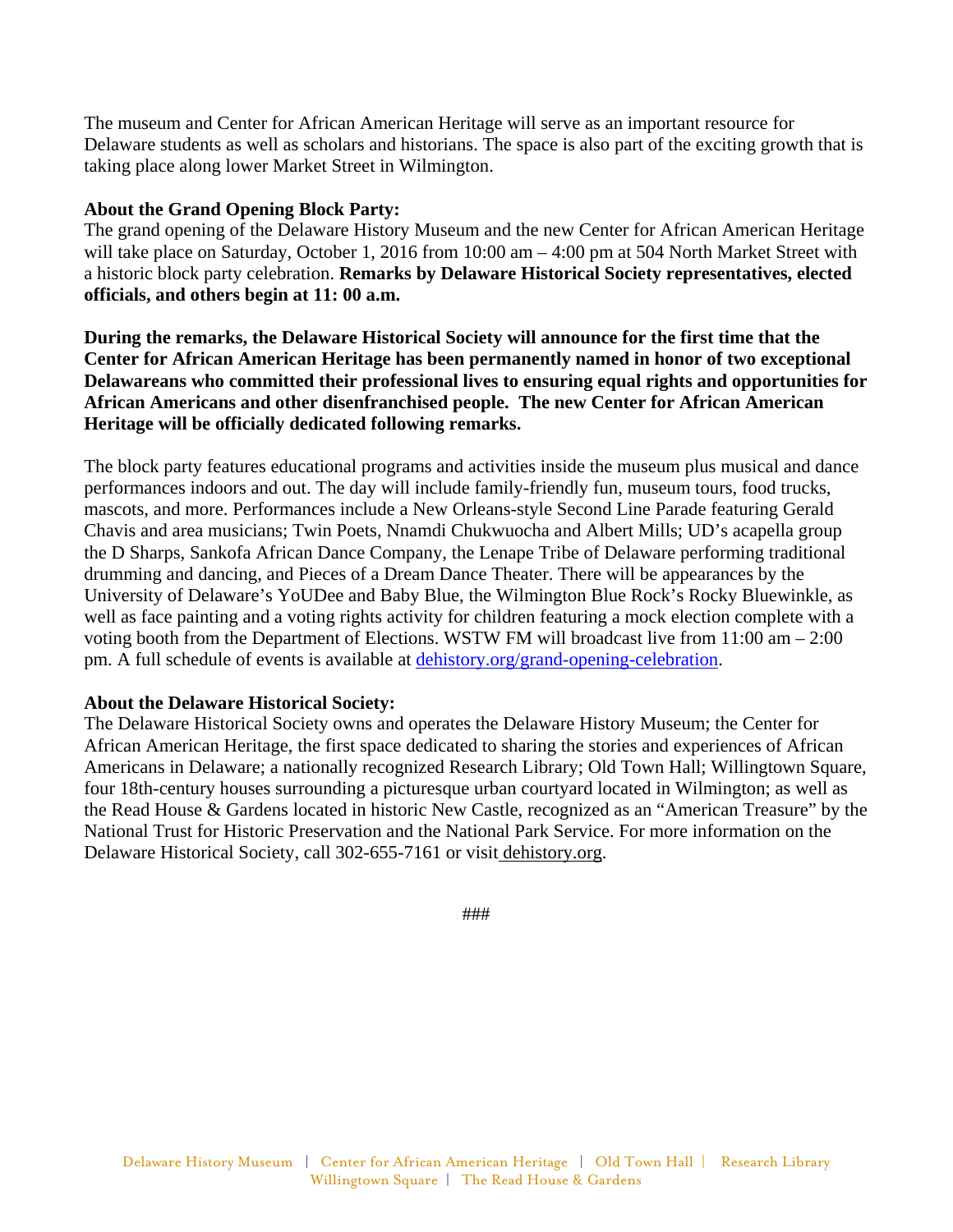The museum and Center for African American Heritage will serve as an important resource for Delaware students as well as scholars and historians. The space is also part of the exciting growth that is taking place along lower Market Street in Wilmington.

**About the Grand Opening Block Party:**
The grand opening of the Delaware History Museum and the new Center for African American Heritage will take place on Saturday, October 1, 2016 from 10:00 am – 4:00 pm at 504 North Market Street with a historic block party celebration. **Remarks by Delaware Historical Society representatives, elected officials, and others begin at 11: 00 a.m.**

**During the remarks, the Delaware Historical Society will announce for the first time that the Center for African American Heritage has been permanently named in honor of two exceptional Delawareans who committed their professional lives to ensuring equal rights and opportunities for African Americans and other disenfranchised people. The new Center for African American Heritage will be officially dedicated following remarks.**

The block party features educational programs and activities inside the museum plus musical and dance performances indoors and out. The day will include family-friendly fun, museum tours, food trucks, mascots, and more. Performances include a New Orleans-style Second Line Parade featuring Gerald Chavis and area musicians; Twin Poets, Nnamdi Chukwuocha and Albert Mills; UD's acapella group the D Sharps, Sankofa African Dance Company, the Lenape Tribe of Delaware performing traditional drumming and dancing, and Pieces of a Dream Dance Theater. There will be appearances by the University of Delaware's YoUDee and Baby Blue, the Wilmington Blue Rock's Rocky Bluewinkle, as well as face painting and a voting rights activity for children featuring a mock election complete with a voting booth from the Department of Elections. WSTW FM will broadcast live from 11:00 am – 2:00 pm. A full schedule of events is available at dehistory.org/grand-opening-celebration.

**About the Delaware Historical Society:**
The Delaware Historical Society owns and operates the Delaware History Museum; the Center for African American Heritage, the first space dedicated to sharing the stories and experiences of African Americans in Delaware; a nationally recognized Research Library; Old Town Hall; Willingtown Square, four 18th-century houses surrounding a picturesque urban courtyard located in Wilmington; as well as the Read House & Gardens located in historic New Castle, recognized as an "American Treasure" by the National Trust for Historic Preservation and the National Park Service. For more information on the Delaware Historical Society, call 302-655-7161 or visit dehistory.org.

###